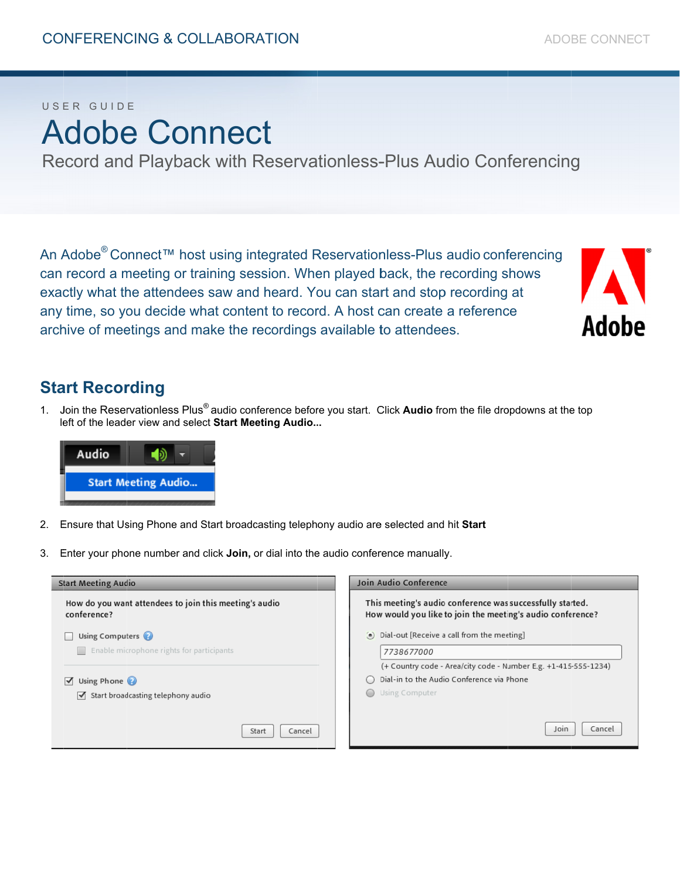USER GUIDE

# Adobe Connect

Record and Playback with Reservationless-Plus Audio Conferencing

An Adobe® Connect™ host using integrated Reservationless-Plus audio conferencing can record a meeting or training session. When played back, the recording shows exactly what the attendees saw and heard. You can start and stop recording at any time, so you decide what content to record. A host can create a reference archive of meetings and make the recordings available to attendees.

## Start Recording

1. Join the Reservationless Plus® audio conference before you start. Click **Audio** from the file dropdowns at the top left of the leader view and select **Start Meeting Audio...**

2. Ensure that Using Phone and Start broadcasting telephony audio are selected and hit **Start**

3. Enter your phone number and click **Join,** or dial into the audio conference manually.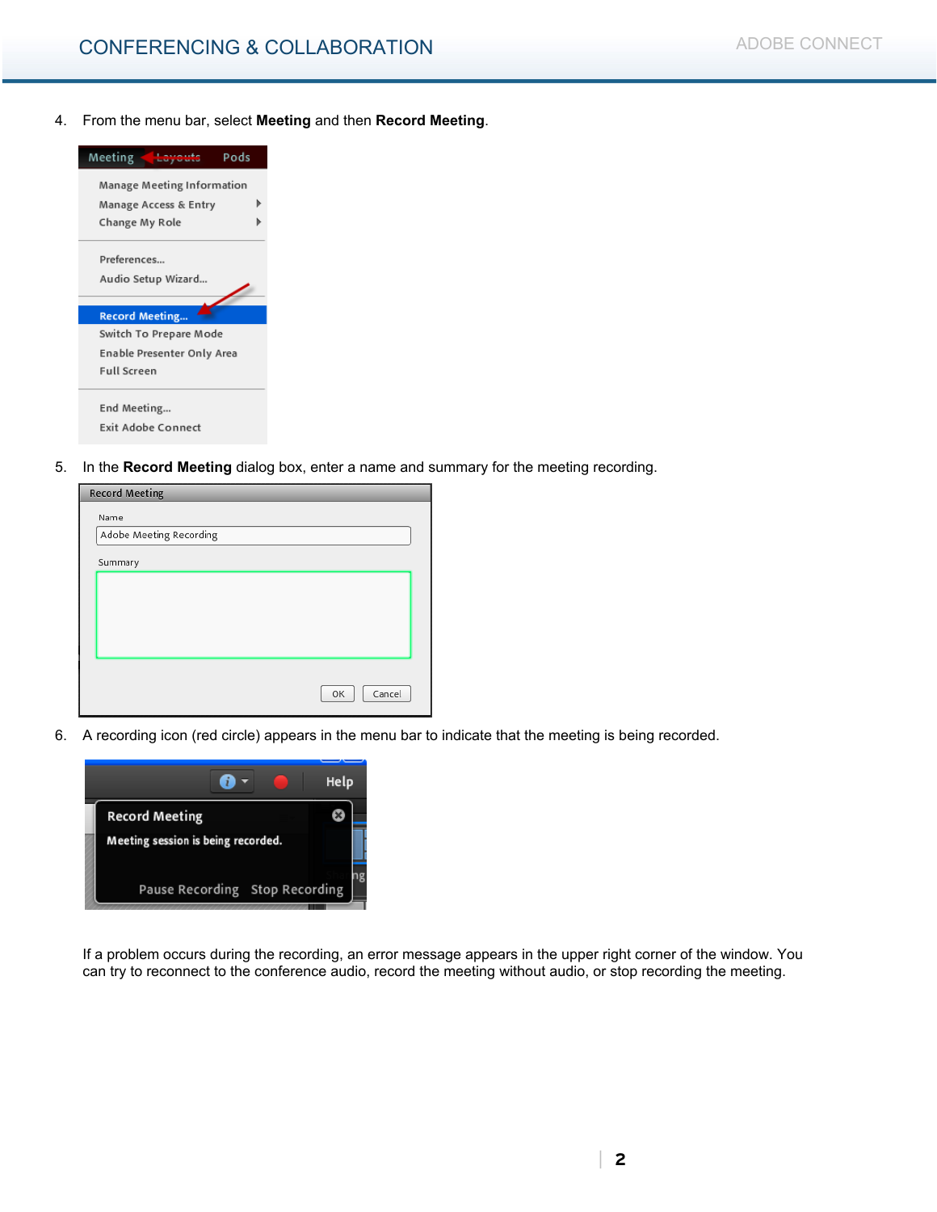4. From the menu bar, select **Meeting** and then **Record Meeting**.

5. In the **Record Meeting** dialog box, enter a name and summary for the meeting recording.

6. A recording icon (red circle) appears in the menu bar to indicate that the meeting is being recorded.

If a problem occurs during the recording, an error message appears in the upper right corner of the window. You can try to reconnect to the conference audio, record the meeting without audio, or stop recording the meeting.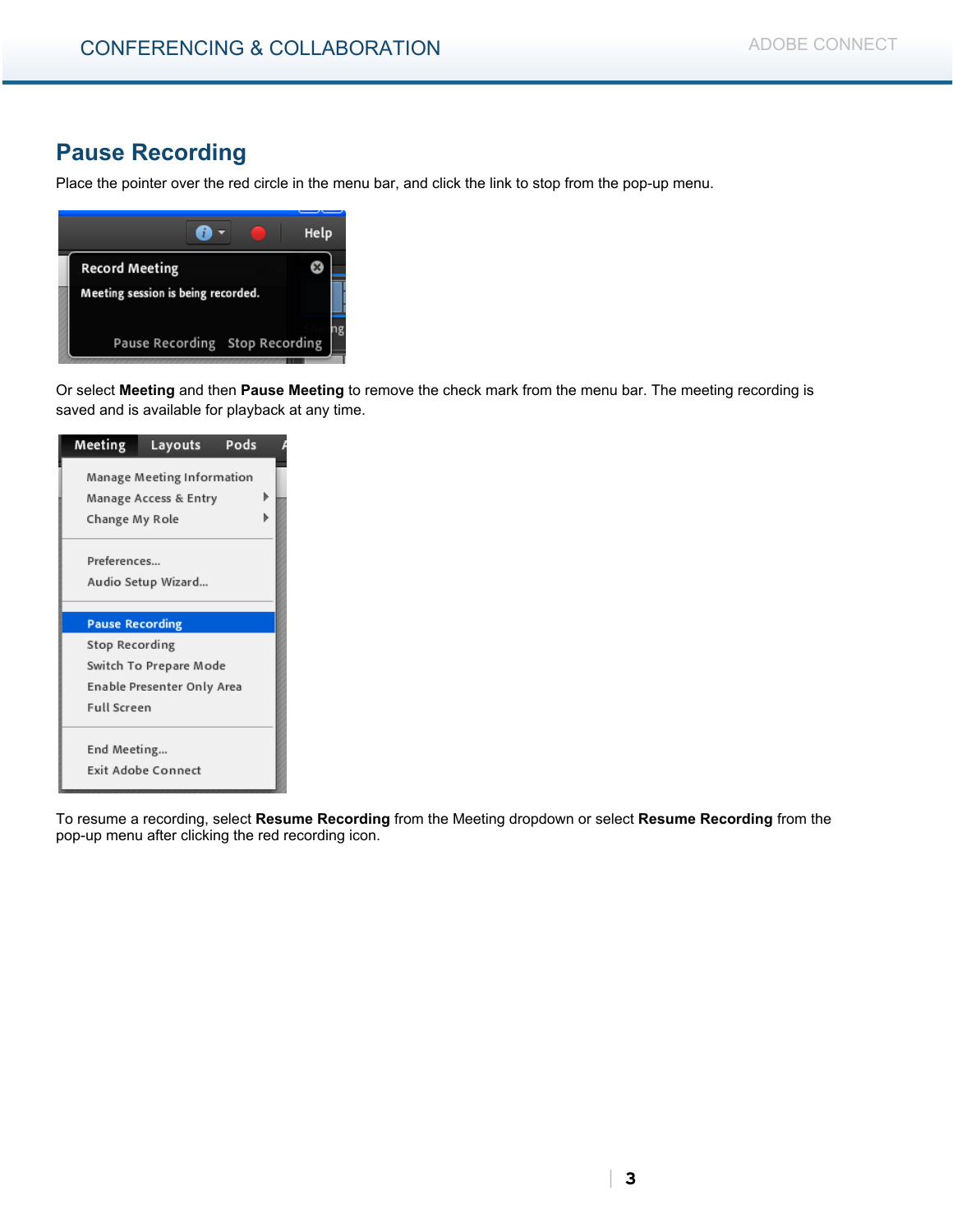## Pause Recording

Place the pointer over the red circle in the menu bar, and click the link to stop from the pop-up menu.

Or select **Meeting** and then **Pause Meeting** to remove the check mark from the menu bar. The meeting recording is saved and is available for playback at any time.

To resume a recording, select **Resume Recording** from the Meeting dropdown or select **Resume Recording** from the pop-up menu after clicking the red recording icon.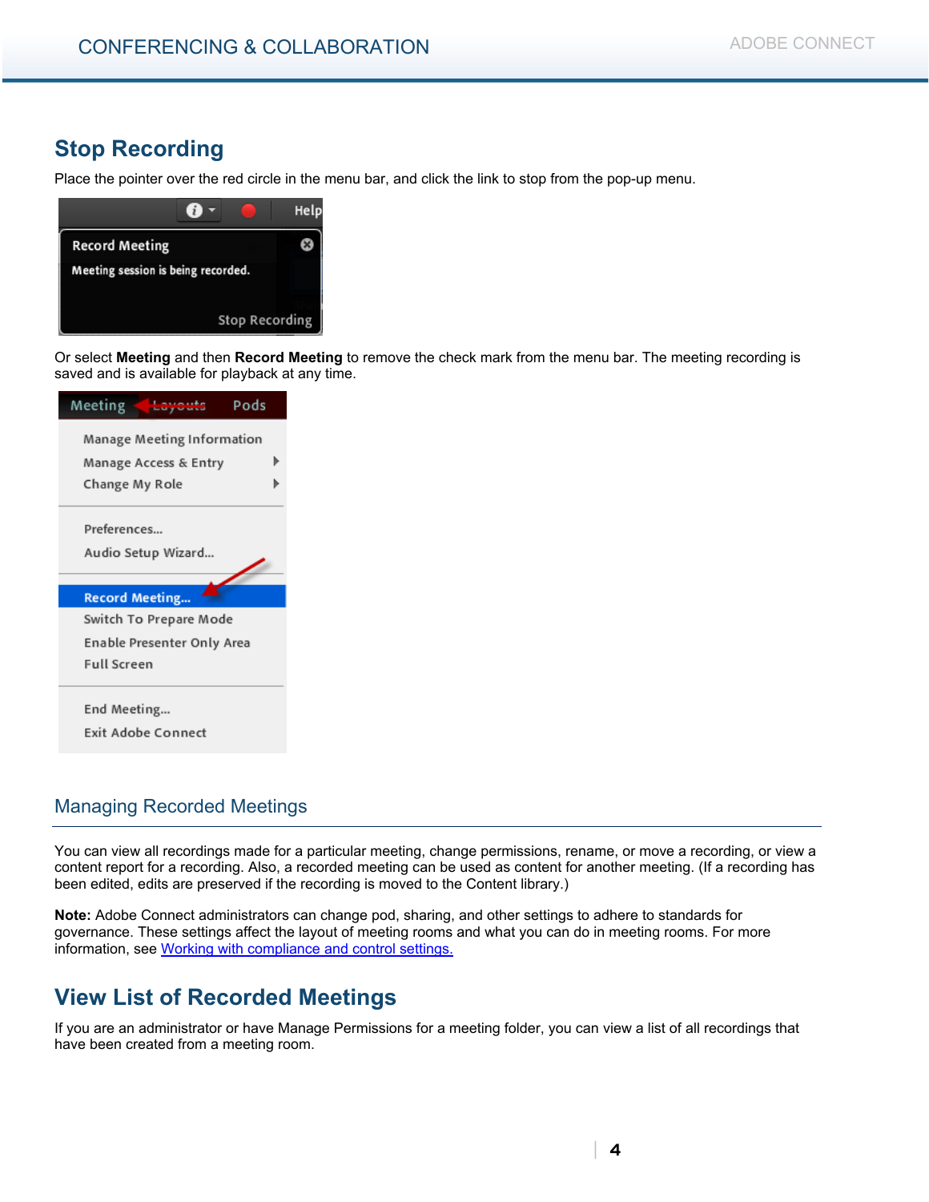## Stop Recording

Place the pointer over the red circle in the menu bar, and click the link to stop from the pop-up menu.

Or select **Meeting** and then **Record Meeting** to remove the check mark from the menu bar. The meeting recording is saved and is available for playback at any time.

### Managing Recorded Meetings

You can view all recordings made for a particular meeting, change permissions, rename, or move a recording, or view a content report for a recording. Also, a recorded meeting can be used as content for another meeting. (If a recording has been edited, edits are preserved if the recording is moved to the Content library.)

**Note:** Adobe Connect administrators can change pod, sharing, and other settings to adhere to standards for governance. These settings affect the layout of meeting rooms and what you can do in meeting rooms. For more information, see [Working with compliance and control settings.]()

## View List of Recorded Meetings

If you are an administrator or have Manage Permissions for a meeting folder, you can view a list of all recordings that have been created from a meeting room.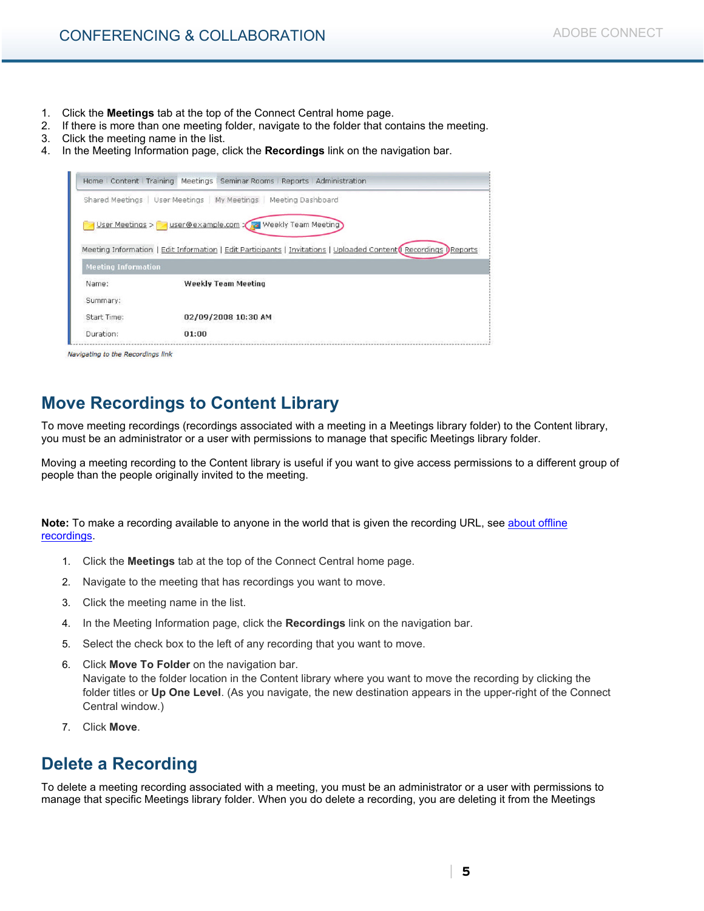1. Click the **Meetings** tab at the top of the Connect Central home page.
2. If there is more than one meeting folder, navigate to the folder that contains the meeting.
3. Click the meeting name in the list.
4. In the Meeting Information page, click the **Recordings** link on the navigation bar.

*Navigating to the Recordings link*

## Move Recordings to Content Library

To move meeting recordings (recordings associated with a meeting in a Meetings library folder) to the Content library, you must be an administrator or a user with permissions to manage that specific Meetings library folder.

Moving a meeting recording to the Content library is useful if you want to give access permissions to a different group of people than the people originally invited to the meeting.

**Note:** To make a recording available to anyone in the world that is given the recording URL, see about offline recordings.

1. Click the **Meetings** tab at the top of the Connect Central home page.
2. Navigate to the meeting that has recordings you want to move.
3. Click the meeting name in the list.
4. In the Meeting Information page, click the **Recordings** link on the navigation bar.
5. Select the check box to the left of any recording that you want to move.
6. Click **Move To Folder** on the navigation bar.
   Navigate to the folder location in the Content library where you want to move the recording by clicking the folder titles or **Up One Level**. (As you navigate, the new destination appears in the upper-right of the Connect Central window.)
7. Click **Move**.

## Delete a Recording

To delete a meeting recording associated with a meeting, you must be an administrator or a user with permissions to manage that specific Meetings library folder. When you do delete a recording, you are deleting it from the Meetings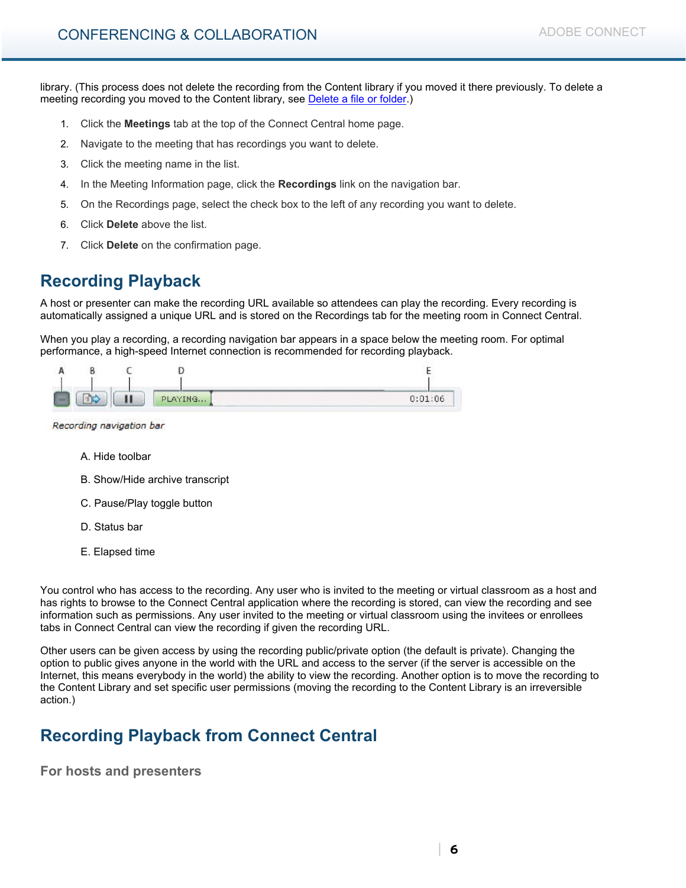library. (This process does not delete the recording from the Content library if you moved it there previously. To delete a meeting recording you moved to the Content library, see [Delete a file or folder](#).)

1. Click the **Meetings** tab at the top of the Connect Central home page.
2. Navigate to the meeting that has recordings you want to delete.
3. Click the meeting name in the list.
4. In the Meeting Information page, click the **Recordings** link on the navigation bar.
5. On the Recordings page, select the check box to the left of any recording you want to delete.
6. Click **Delete** above the list.
7. Click **Delete** on the confirmation page.

## Recording Playback

A host or presenter can make the recording URL available so attendees can play the recording. Every recording is automatically assigned a unique URL and is stored on the Recordings tab for the meeting room in Connect Central.

When you play a recording, a recording navigation bar appears in a space below the meeting room. For optimal performance, a high-speed Internet connection is recommended for recording playback.

*Recording navigation bar*

A. Hide toolbar

B. Show/Hide archive transcript

C. Pause/Play toggle button

D. Status bar

E. Elapsed time

You control who has access to the recording. Any user who is invited to the meeting or virtual classroom as a host and has rights to browse to the Connect Central application where the recording is stored, can view the recording and see information such as permissions. Any user invited to the meeting or virtual classroom using the invitees or enrollees tabs in Connect Central can view the recording if given the recording URL.

Other users can be given access by using the recording public/private option (the default is private). Changing the option to public gives anyone in the world with the URL and access to the server (if the server is accessible on the Internet, this means everybody in the world) the ability to view the recording. Another option is to move the recording to the Content Library and set specific user permissions (moving the recording to the Content Library is an irreversible action.)

## Recording Playback from Connect Central

### For hosts and presenters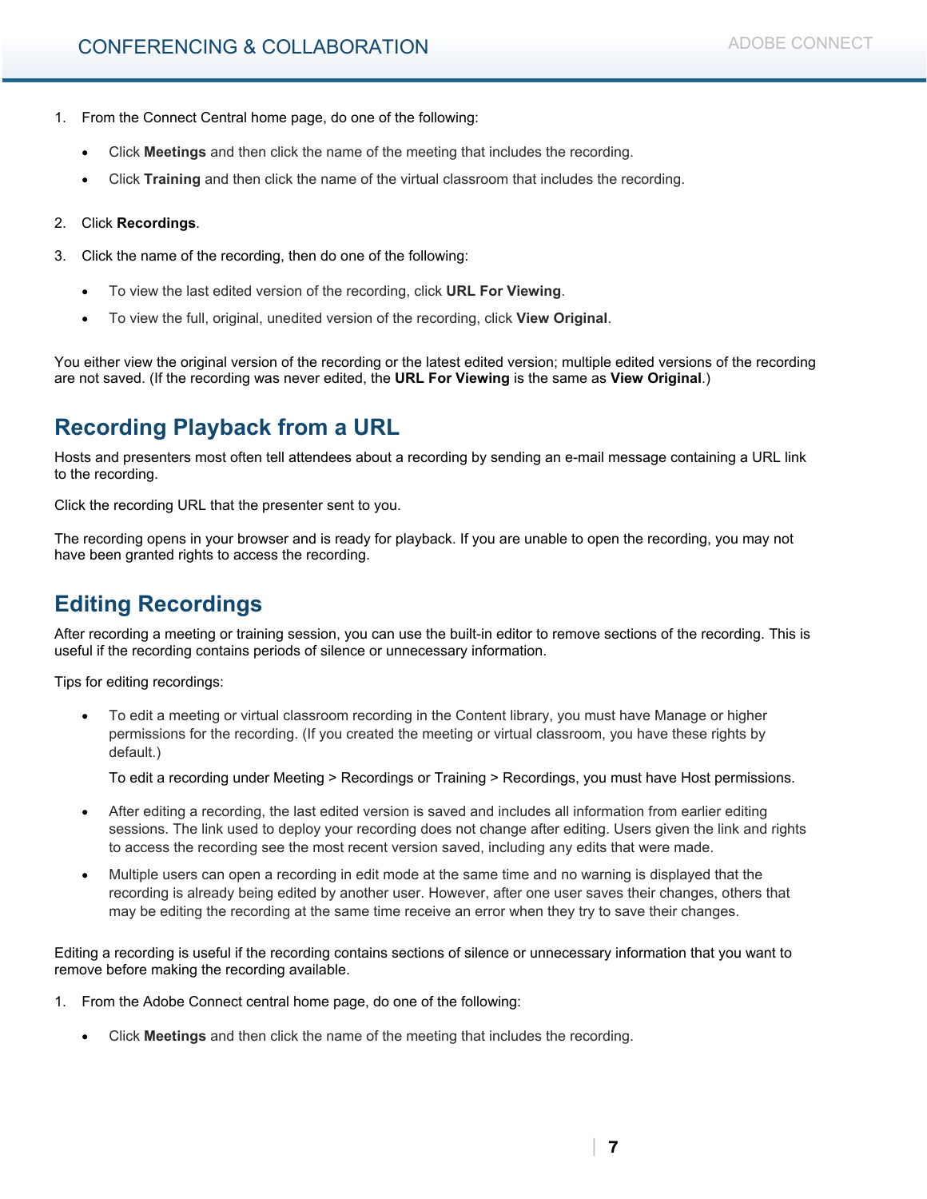1. From the Connect Central home page, do one of the following:

    - Click **Meetings** and then click the name of the meeting that includes the recording.
    - Click **Training** and then click the name of the virtual classroom that includes the recording.

2. Click **Recordings**.

3. Click the name of the recording, then do one of the following:

    - To view the last edited version of the recording, click **URL For Viewing**.
    - To view the full, original, unedited version of the recording, click **View Original**.

You either view the original version of the recording or the latest edited version; multiple edited versions of the recording are not saved. (If the recording was never edited, the **URL For Viewing** is the same as **View Original**.)

## Recording Playback from a URL

Hosts and presenters most often tell attendees about a recording by sending an e-mail message containing a URL link to the recording.

Click the recording URL that the presenter sent to you.

The recording opens in your browser and is ready for playback. If you are unable to open the recording, you may not have been granted rights to access the recording.

## Editing Recordings

After recording a meeting or training session, you can use the built-in editor to remove sections of the recording. This is useful if the recording contains periods of silence or unnecessary information.

Tips for editing recordings:

- To edit a meeting or virtual classroom recording in the Content library, you must have Manage or higher permissions for the recording. (If you created the meeting or virtual classroom, you have these rights by default.)

  To edit a recording under Meeting > Recordings or Training > Recordings, you must have Host permissions.

- After editing a recording, the last edited version is saved and includes all information from earlier editing sessions. The link used to deploy your recording does not change after editing. Users given the link and rights to access the recording see the most recent version saved, including any edits that were made.

- Multiple users can open a recording in edit mode at the same time and no warning is displayed that the recording is already being edited by another user. However, after one user saves their changes, others that may be editing the recording at the same time receive an error when they try to save their changes.

Editing a recording is useful if the recording contains sections of silence or unnecessary information that you want to remove before making the recording available.

1. From the Adobe Connect central home page, do one of the following:

    - Click **Meetings** and then click the name of the meeting that includes the recording.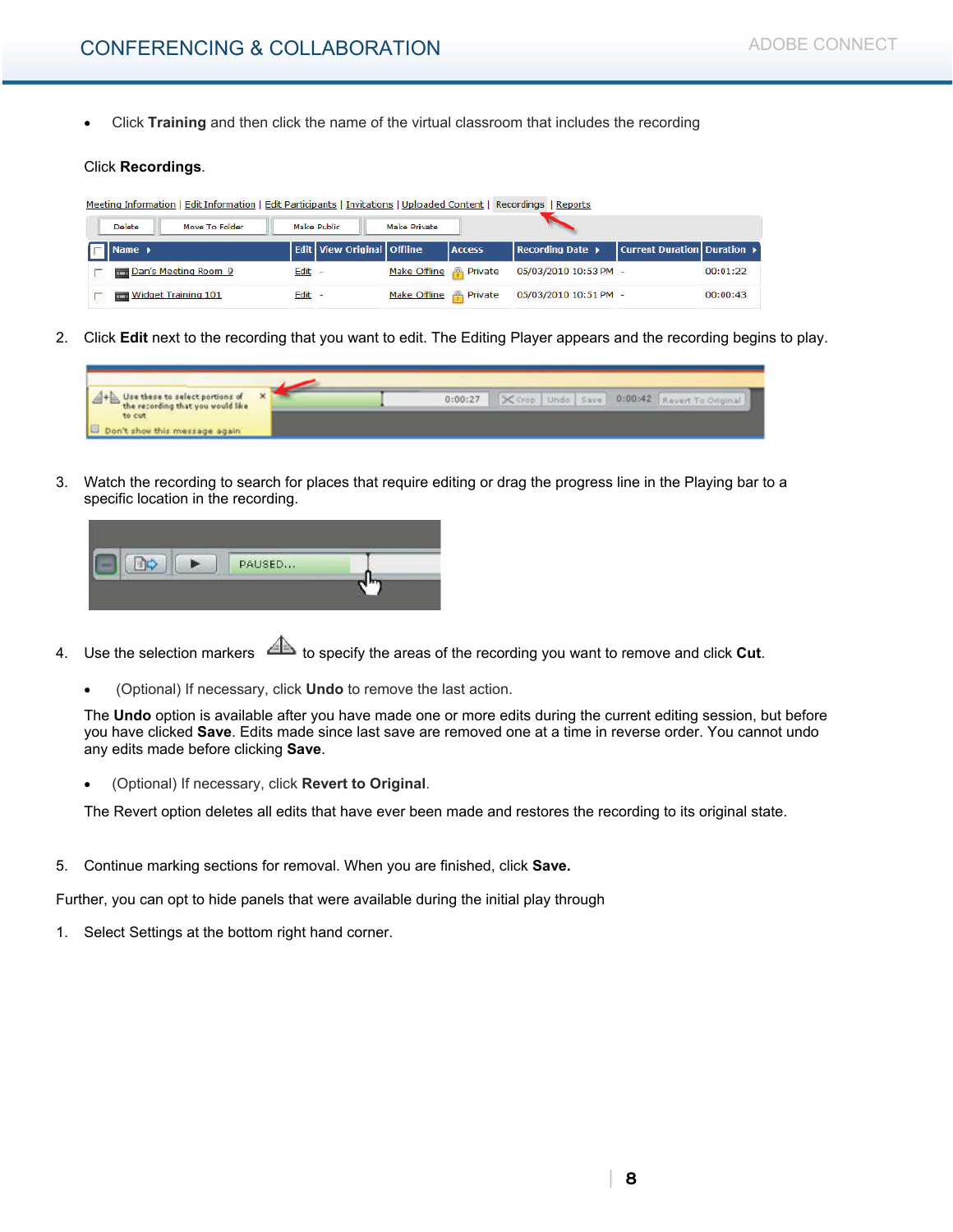- Click **Training** and then click the name of the virtual classroom that includes the recording

Click **Recordings**.

2. Click **Edit** next to the recording that you want to edit. The Editing Player appears and the recording begins to play.

3. Watch the recording to search for places that require editing or drag the progress line in the Playing bar to a specific location in the recording.

4. Use the selection markers to specify the areas of the recording you want to remove and click **Cut**.

   - (Optional) If necessary, click **Undo** to remove the last action.

   The **Undo** option is available after you have made one or more edits during the current editing session, but before you have clicked **Save**. Edits made since last save are removed one at a time in reverse order. You cannot undo any edits made before clicking **Save**.

   - (Optional) If necessary, click **Revert to Original**.

   The Revert option deletes all edits that have ever been made and restores the recording to its original state.

5. Continue marking sections for removal. When you are finished, click **Save.**

Further, you can opt to hide panels that were available during the initial play through

1. Select Settings at the bottom right hand corner.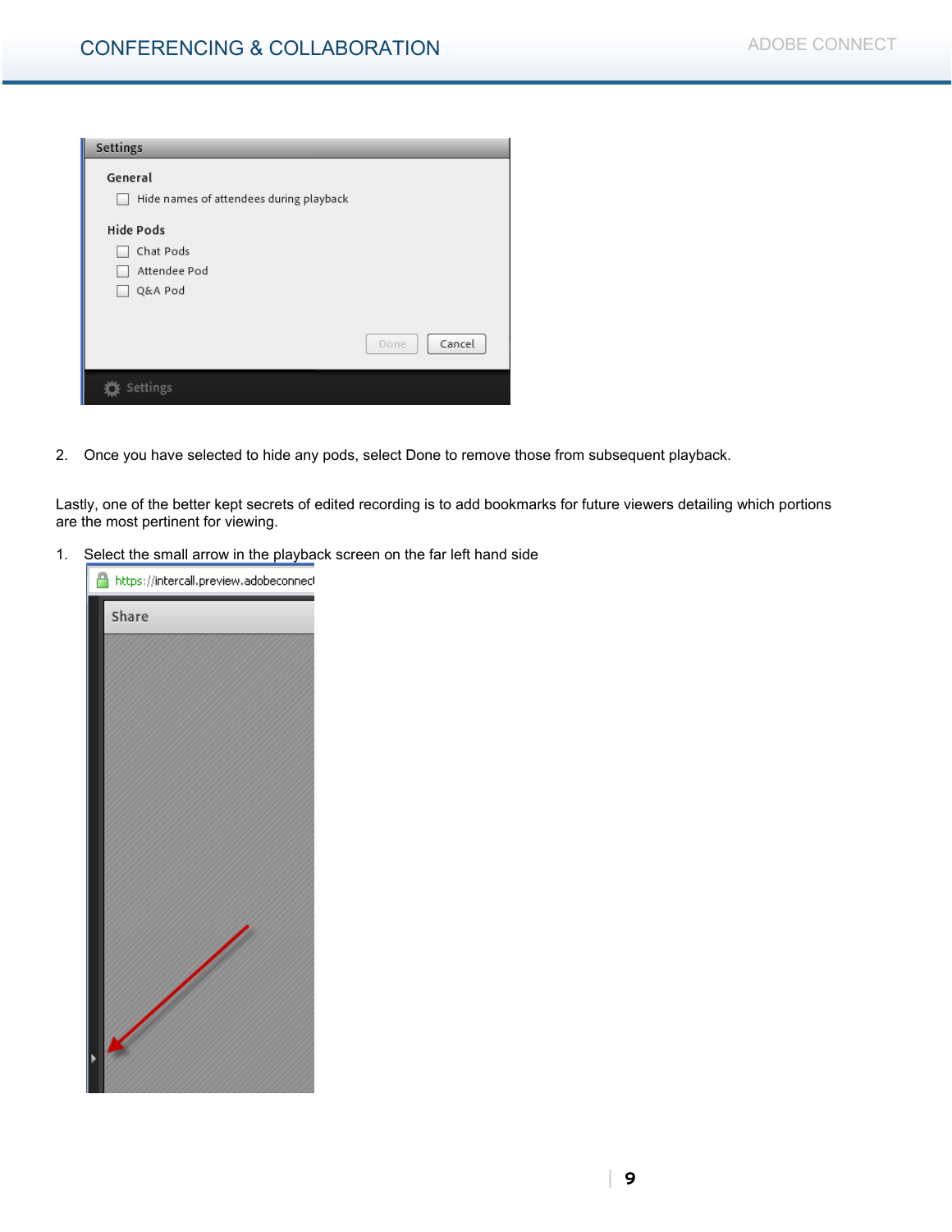2. Once you have selected to hide any pods, select Done to remove those from subsequent playback.

Lastly, one of the better kept secrets of edited recording is to add bookmarks for future viewers detailing which portions are the most pertinent for viewing.

1. Select the small arrow in the playback screen on the far left hand side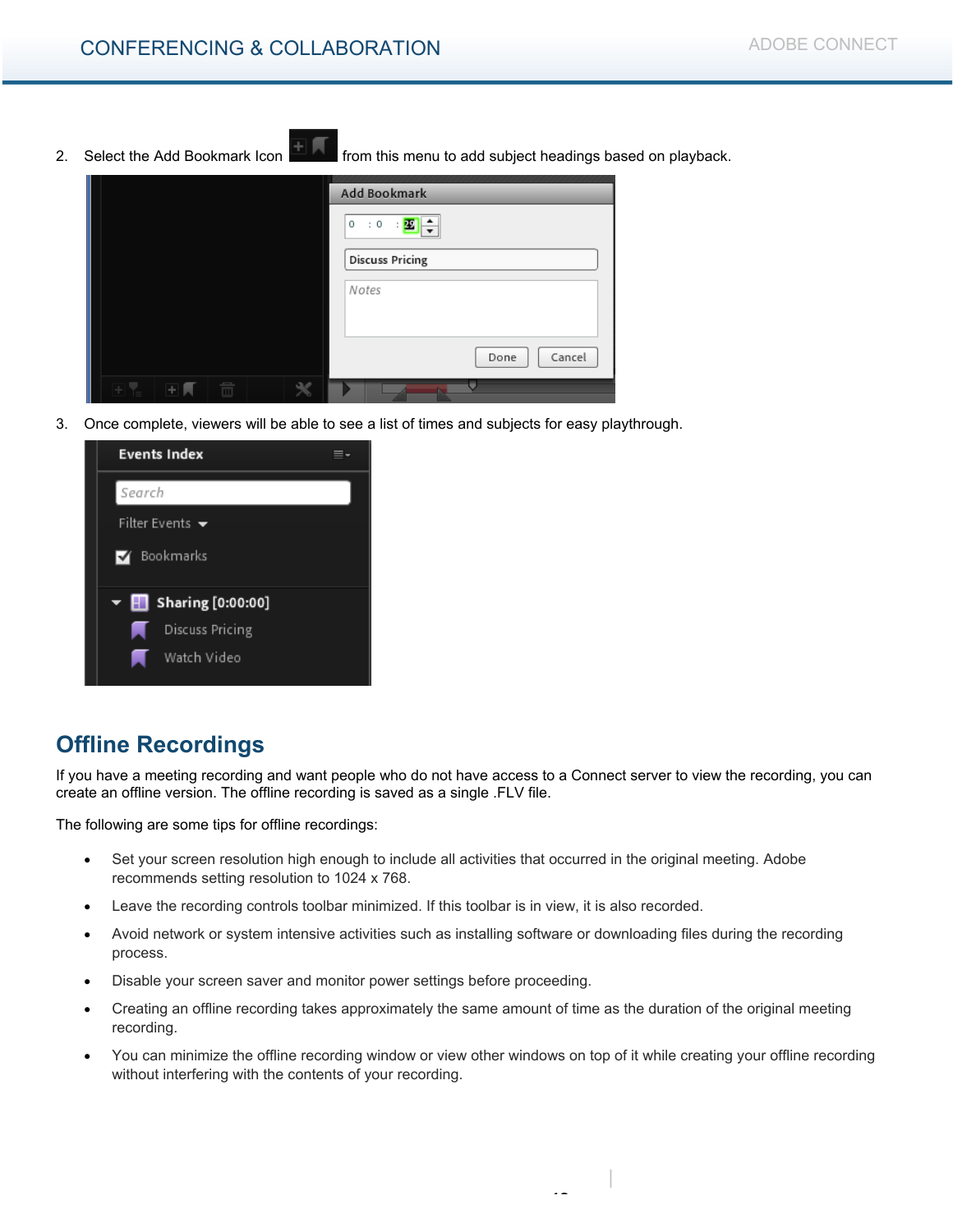2. Select the Add Bookmark Icon from this menu to add subject headings based on playback.

3. Once complete, viewers will be able to see a list of times and subjects for easy playthrough.

## Offline Recordings

If you have a meeting recording and want people who do not have access to a Connect server to view the recording, you can create an offline version. The offline recording is saved as a single .FLV file.

The following are some tips for offline recordings:

- Set your screen resolution high enough to include all activities that occurred in the original meeting. Adobe recommends setting resolution to 1024 x 768.
- Leave the recording controls toolbar minimized. If this toolbar is in view, it is also recorded.
- Avoid network or system intensive activities such as installing software or downloading files during the recording process.
- Disable your screen saver and monitor power settings before proceeding.
- Creating an offline recording takes approximately the same amount of time as the duration of the original meeting recording.
- You can minimize the offline recording window or view other windows on top of it while creating your offline recording without interfering with the contents of your recording.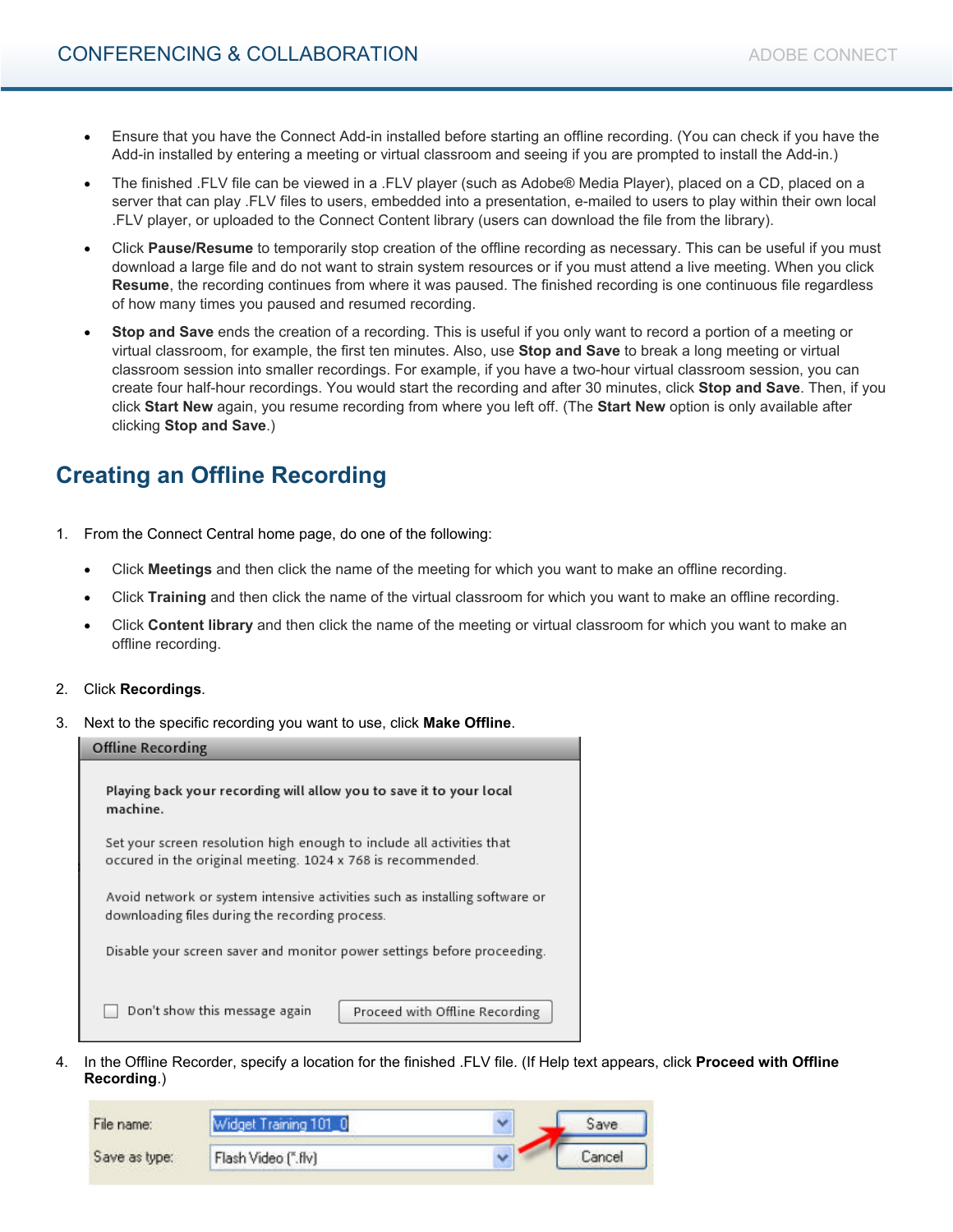- Ensure that you have the Connect Add-in installed before starting an offline recording. (You can check if you have the Add-in installed by entering a meeting or virtual classroom and seeing if you are prompted to install the Add-in.)
- The finished .FLV file can be viewed in a .FLV player (such as Adobe® Media Player), placed on a CD, placed on a server that can play .FLV files to users, embedded into a presentation, e-mailed to users to play within their own local .FLV player, or uploaded to the Connect Content library (users can download the file from the library).
- Click **Pause/Resume** to temporarily stop creation of the offline recording as necessary. This can be useful if you must download a large file and do not want to strain system resources or if you must attend a live meeting. When you click **Resume**, the recording continues from where it was paused. The finished recording is one continuous file regardless of how many times you paused and resumed recording.
- **Stop and Save** ends the creation of a recording. This is useful if you only want to record a portion of a meeting or virtual classroom, for example, the first ten minutes. Also, use **Stop and Save** to break a long meeting or virtual classroom session into smaller recordings. For example, if you have a two-hour virtual classroom session, you can create four half-hour recordings. You would start the recording and after 30 minutes, click **Stop and Save**. Then, if you click **Start New** again, you resume recording from where you left off. (The **Start New** option is only available after clicking **Stop and Save**.)

## Creating an Offline Recording

1. From the Connect Central home page, do one of the following:
   - Click **Meetings** and then click the name of the meeting for which you want to make an offline recording.
   - Click **Training** and then click the name of the virtual classroom for which you want to make an offline recording.
   - Click **Content library** and then click the name of the meeting or virtual classroom for which you want to make an offline recording.
2. Click **Recordings**.
3. Next to the specific recording you want to use, click **Make Offline**.

   **Offline Recording**

   **Playing back your recording will allow you to save it to your local machine.**

   Set your screen resolution high enough to include all activities that occured in the original meeting. 1024 x 768 is recommended.

   Avoid network or system intensive activities such as installing software or downloading files during the recording process.

   Disable your screen saver and monitor power settings before proceeding.

   ☐ Don't show this message again [Proceed with Offline Recording]

4. In the Offline Recorder, specify a location for the finished .FLV file. (If Help text appears, click **Proceed with Offline Recording**.)

   File name: Widget Training 101_0 [Save]
   Save as type: Flash Video (*.flv) [Cancel]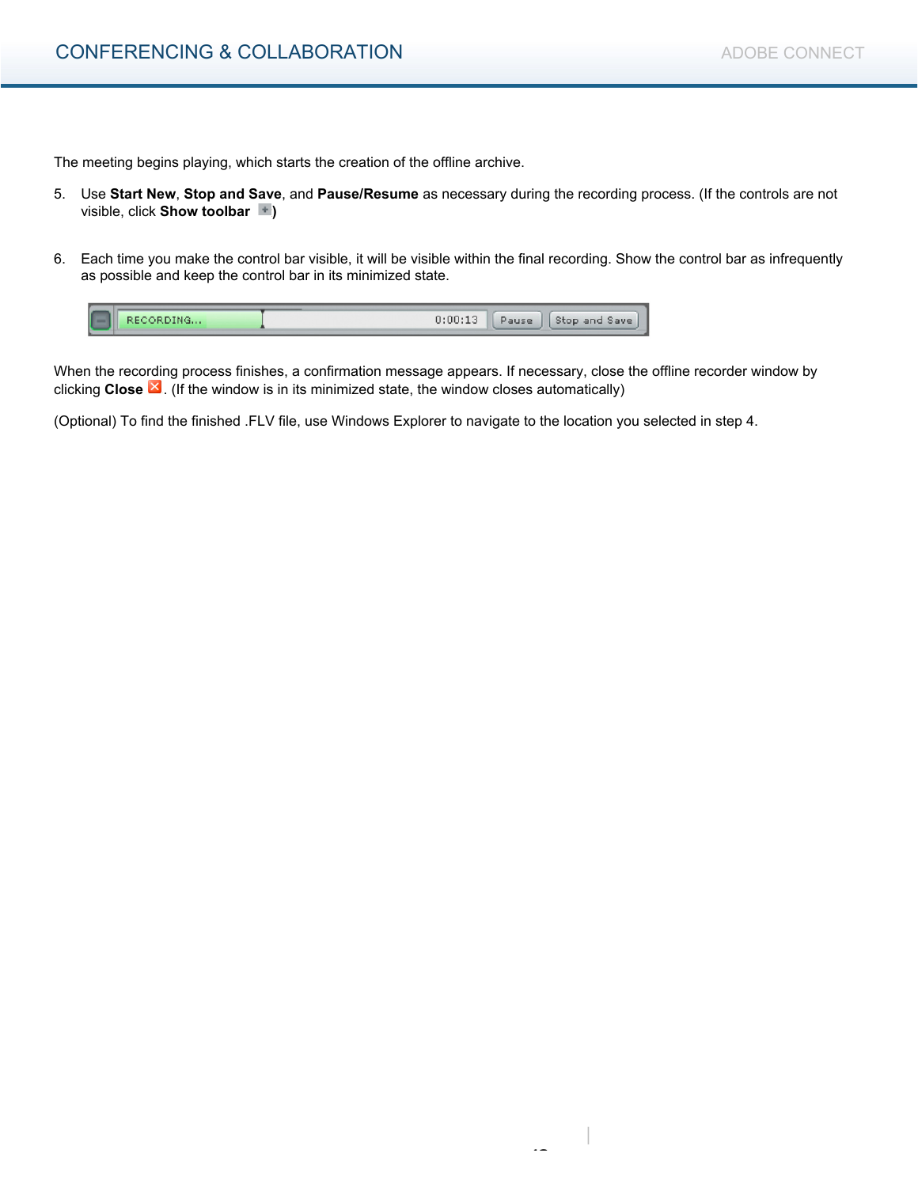The meeting begins playing, which starts the creation of the offline archive.

5. Use **Start New**, **Stop and Save**, and **Pause/Resume** as necessary during the recording process. (If the controls are not visible, click **Show toolbar** **)**

6. Each time you make the control bar visible, it will be visible within the final recording. Show the control bar as infrequently as possible and keep the control bar in its minimized state.

When the recording process finishes, a confirmation message appears. If necessary, close the offline recorder window by clicking **Close** . (If the window is in its minimized state, the window closes automatically)

(Optional) To find the finished .FLV file, use Windows Explorer to navigate to the location you selected in step 4.